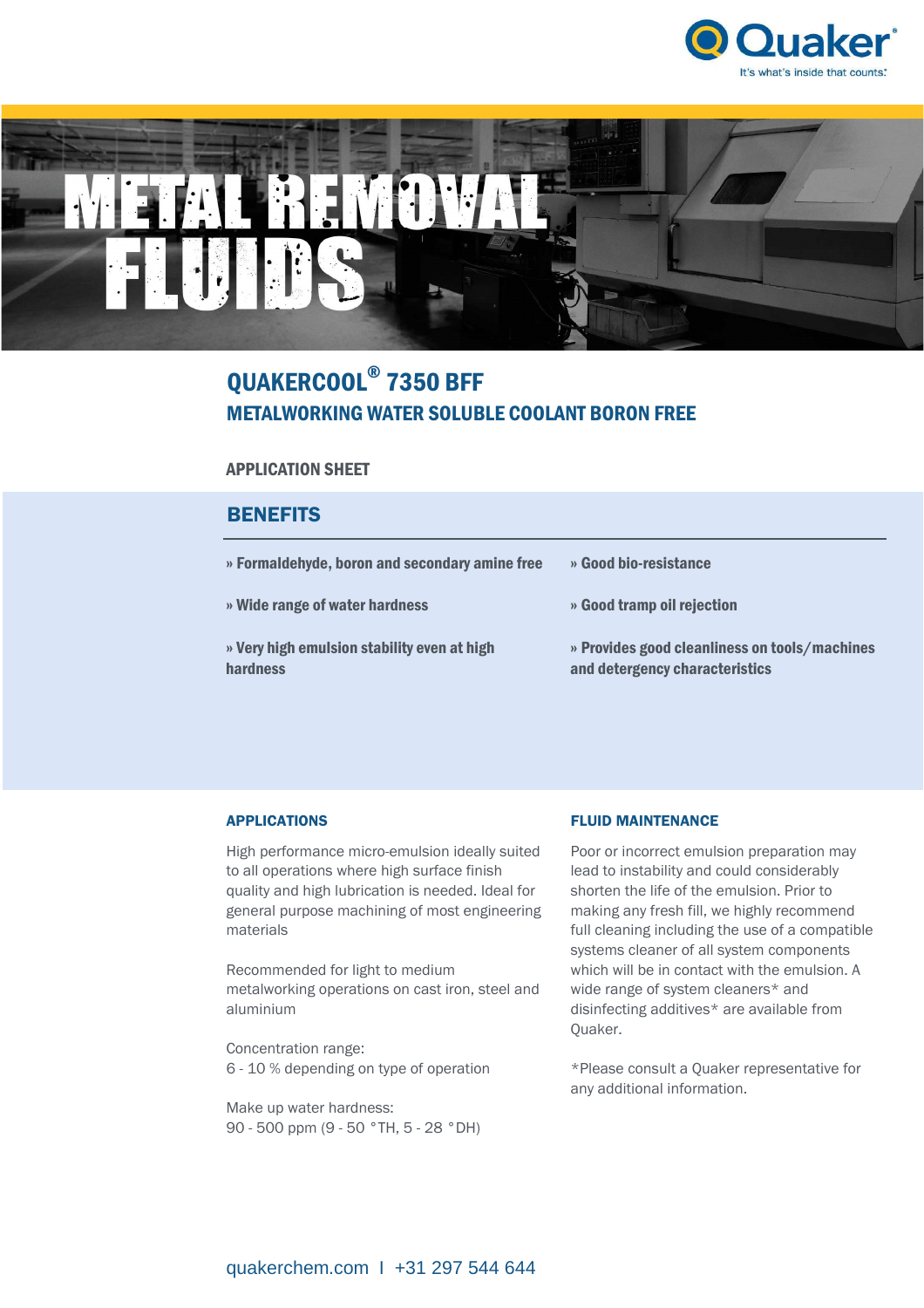Quaker
It's what's inside that counts.

# METAL REMOVAL FLUIDS

## QUAKERCOOL® 7350 BFF

### METALWORKING WATER SOLUBLE COOLANT BORON FREE

**APPLICATION SHEET**

## BENEFITS

- **Formaldehyde, boron and secondary amine free**
- **Wide range of water hardness**
- **Very high emulsion stability even at high hardness**
- **Good bio-resistance**
- **Good tramp oil rejection**
- **Provides good cleanliness on tools/machines and detergency characteristics**

### APPLICATIONS

High performance micro-emulsion ideally suited to all operations where high surface finish quality and high lubrication is needed. Ideal for general purpose machining of most engineering materials

Recommended for light to medium metalworking operations on cast iron, steel and aluminium

Concentration range:
6 - 10 % depending on type of operation

Make up water hardness:
90 - 500 ppm (9 - 50 °TH, 5 - 28 °DH)

### FLUID MAINTENANCE

Poor or incorrect emulsion preparation may lead to instability and could considerably shorten the life of the emulsion. Prior to making any fresh fill, we highly recommend full cleaning including the use of a compatible systems cleaner of all system components which will be in contact with the emulsion. A wide range of system cleaners* and disinfecting additives* are available from Quaker.

*Please consult a Quaker representative for any additional information.

quakerchem.com I +31 297 544 644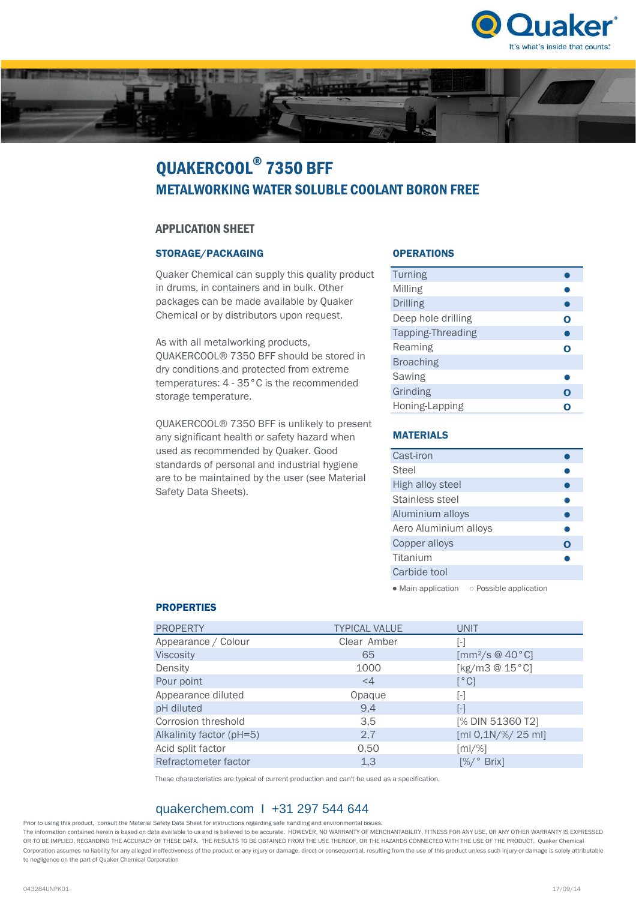# QUAKERCOOL® 7350 BFF

## METALWORKING WATER SOLUBLE COOLANT BORON FREE

### APPLICATION SHEET

#### STORAGE/PACKAGING

Quaker Chemical can supply this quality product in drums, in containers and in bulk. Other packages can be made available by Quaker Chemical or by distributors upon request.

As with all metalworking products, QUAKERCOOL® 7350 BFF should be stored in dry conditions and protected from extreme temperatures: 4 - 35°C is the recommended storage temperature.

QUAKERCOOL® 7350 BFF is unlikely to present any significant health or safety hazard when used as recommended by Quaker. Good standards of personal and industrial hygiene are to be maintained by the user (see Material Safety Data Sheets).

#### OPERATIONS

| | |
|---|---|
| Turning | ● |
| Milling | ● |
| Drilling | ● |
| Deep hole drilling | o |
| Tapping-Threading | ● |
| Reaming | o |
| Broaching | |
| Sawing | ● |
| Grinding | o |
| Honing-Lapping | o |

#### MATERIALS

| | |
|---|---|
| Cast-iron | ● |
| Steel | ● |
| High alloy steel | ● |
| Stainless steel | ● |
| Aluminium alloys | ● |
| Aero Aluminium alloys | ● |
| Copper alloys | o |
| Titanium | ● |
| Carbide tool | |

● Main application ○ Possible application

#### PROPERTIES

| PROPERTY | TYPICAL VALUE | UNIT |
|---|---|---|
| Appearance / Colour | Clear Amber | [-] |
| Viscosity | 65 | [mm²/s @ 40°C] |
| Density | 1000 | [kg/m3 @ 15°C] |
| Pour point | <4 | [°C] |
| Appearance diluted | Opaque | [-] |
| pH diluted | 9,4 | [-] |
| Corrosion threshold | 3,5 | [% DIN 51360 T2] |
| Alkalinity factor (pH=5) | 2,7 | [ml 0,1N/%/ 25 ml] |
| Acid split factor | 0,50 | [ml/%] |
| Refractometer factor | 1,3 | [%/° Brix] |

These characteristics are typical of current production and can't be used as a specification.

quakerchem.com I +31 297 544 644

Prior to using this product, consult the Material Safety Data Sheet for instructions regarding safe handling and environmental issues.
The information contained herein is based on data available to us and is believed to be accurate. HOWEVER, NO WARRANTY OF MERCHANTABILITY, FITNESS FOR ANY USE, OR ANY OTHER WARRANTY IS EXPRESSED OR TO BE IMPLIED, REGARDING THE ACCURACY OF THESE DATA. THE RESULTS TO BE OBTAINED FROM THE USE THEREOF, OR THE HAZARDS CONNECTED WITH THE USE OF THE PRODUCT. Quaker Chemical Corporation assumes no liability for any alleged ineffectiveness of the product or any injury or damage, direct or consequential, resulting from the use of this product unless such injury or damage is solely attributable to negligence on the part of Quaker Chemical Corporation

043284UNPK01 17/09/14